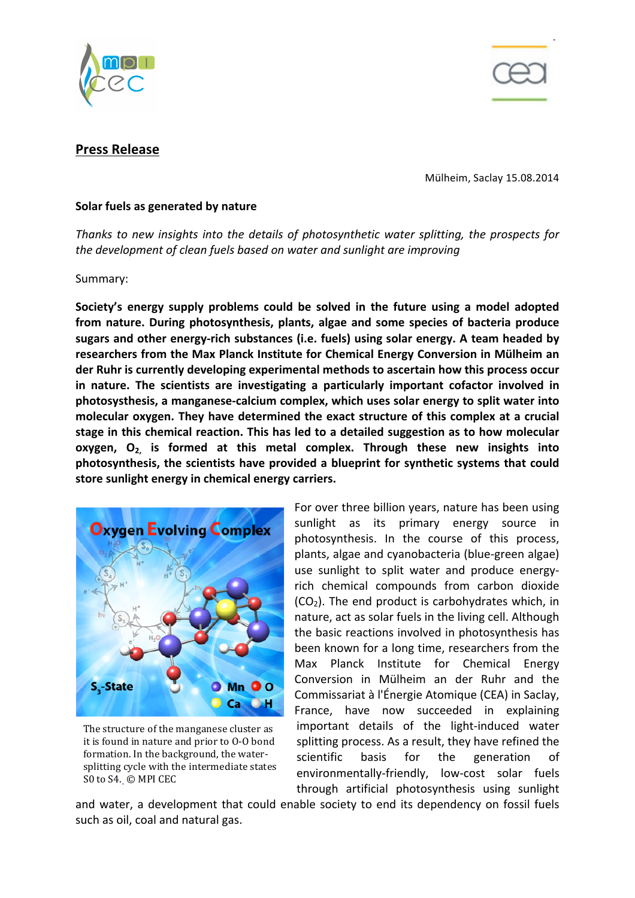## Press Release

Mülheim, Saclay 15.08.2014

**Solar fuels as generated by nature**

*Thanks to new insights into the details of photosynthetic water splitting, the prospects for the development of clean fuels based on water and sunlight are improving*

Summary:

**Society's energy supply problems could be solved in the future using a model adopted from nature. During photosynthesis, plants, algae and some species of bacteria produce sugars and other energy-rich substances (i.e. fuels) using solar energy. A team headed by researchers from the Max Planck Institute for Chemical Energy Conversion in Mülheim an der Ruhr is currently developing experimental methods to ascertain how this process occur in nature. The scientists are investigating a particularly important cofactor involved in photosysthesis, a manganese-calcium complex, which uses solar energy to split water into molecular oxygen. They have determined the exact structure of this complex at a crucial stage in this chemical reaction. This has led to a detailed suggestion as to how molecular oxygen, $O_2$, is formed at this metal complex. Through these new insights into photosynthesis, the scientists have provided a blueprint for synthetic systems that could store sunlight energy in chemical energy carriers.**

The structure of the manganese cluster as it is found in nature and prior to O-O bond formation. In the background, the water-splitting cycle with the intermediate states S0 to S4. © MPI CEC

For over three billion years, nature has been using sunlight as its primary energy source in photosynthesis. In the course of this process, plants, algae and cyanobacteria (blue-green algae) use sunlight to split water and produce energy-rich chemical compounds from carbon dioxide ($CO_2$). The end product is carbohydrates which, in nature, act as solar fuels in the living cell. Although the basic reactions involved in photosynthesis has been known for a long time, researchers from the Max Planck Institute for Chemical Energy Conversion in Mülheim an der Ruhr and the Commissariat à l'Énergie Atomique (CEA) in Saclay, France, have now succeeded in explaining important details of the light-induced water splitting process. As a result, they have refined the scientific basis for the generation of environmentally-friendly, low-cost solar fuels through artificial photosynthesis using sunlight and water, a development that could enable society to end its dependency on fossil fuels such as oil, coal and natural gas.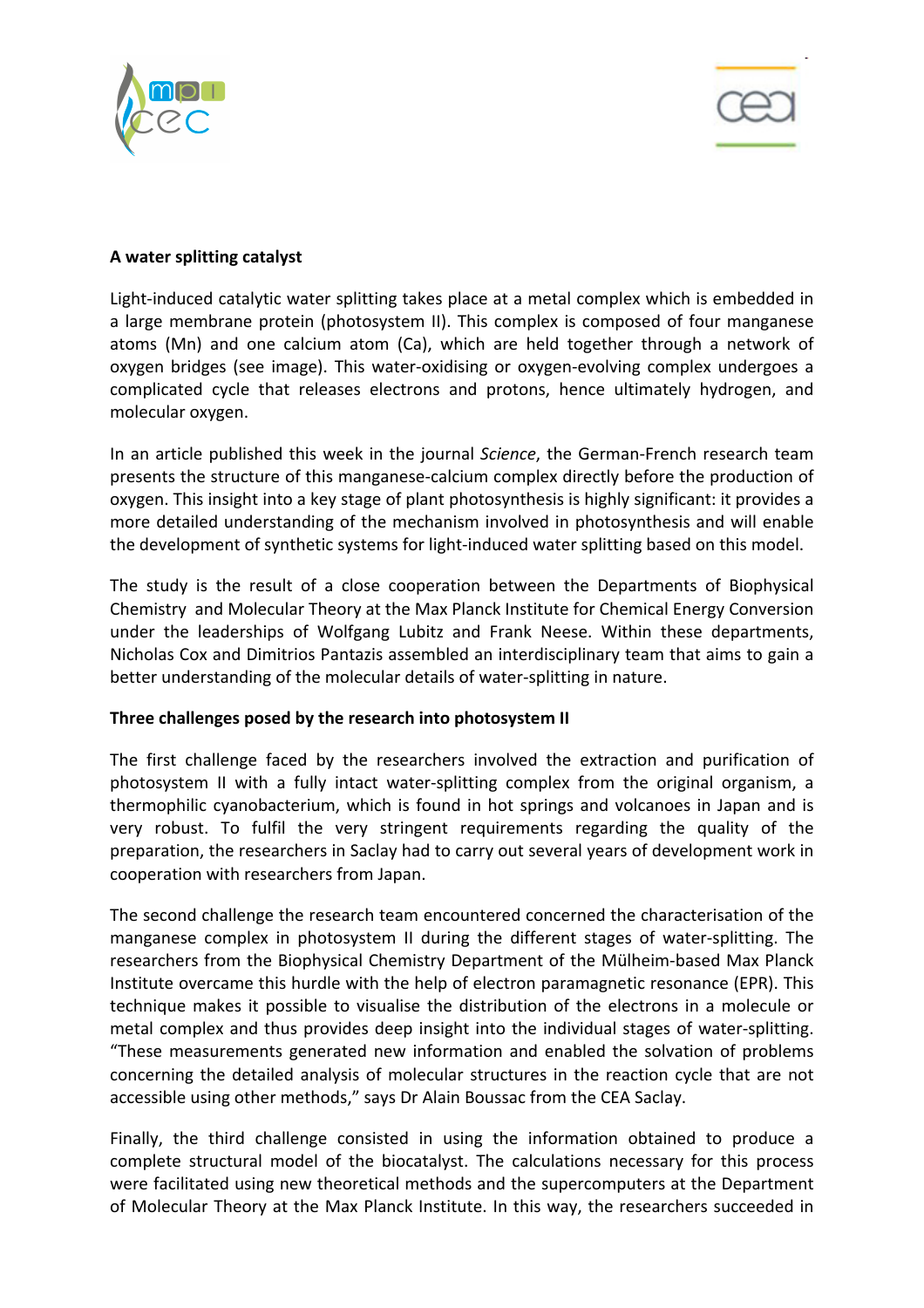**A water splitting catalyst**

Light-induced catalytic water splitting takes place at a metal complex which is embedded in a large membrane protein (photosystem II). This complex is composed of four manganese atoms (Mn) and one calcium atom (Ca), which are held together through a network of oxygen bridges (see image). This water-oxidising or oxygen-evolving complex undergoes a complicated cycle that releases electrons and protons, hence ultimately hydrogen, and molecular oxygen.

In an article published this week in the journal *Science*, the German-French research team presents the structure of this manganese-calcium complex directly before the production of oxygen. This insight into a key stage of plant photosynthesis is highly significant: it provides a more detailed understanding of the mechanism involved in photosynthesis and will enable the development of synthetic systems for light-induced water splitting based on this model.

The study is the result of a close cooperation between the Departments of Biophysical Chemistry and Molecular Theory at the Max Planck Institute for Chemical Energy Conversion under the leaderships of Wolfgang Lubitz and Frank Neese. Within these departments, Nicholas Cox and Dimitrios Pantazis assembled an interdisciplinary team that aims to gain a better understanding of the molecular details of water-splitting in nature.

**Three challenges posed by the research into photosystem II**

The first challenge faced by the researchers involved the extraction and purification of photosystem II with a fully intact water-splitting complex from the original organism, a thermophilic cyanobacterium, which is found in hot springs and volcanoes in Japan and is very robust. To fulfil the very stringent requirements regarding the quality of the preparation, the researchers in Saclay had to carry out several years of development work in cooperation with researchers from Japan.

The second challenge the research team encountered concerned the characterisation of the manganese complex in photosystem II during the different stages of water-splitting. The researchers from the Biophysical Chemistry Department of the Mülheim-based Max Planck Institute overcame this hurdle with the help of electron paramagnetic resonance (EPR). This technique makes it possible to visualise the distribution of the electrons in a molecule or metal complex and thus provides deep insight into the individual stages of water-splitting. "These measurements generated new information and enabled the solvation of problems concerning the detailed analysis of molecular structures in the reaction cycle that are not accessible using other methods," says Dr Alain Boussac from the CEA Saclay.

Finally, the third challenge consisted in using the information obtained to produce a complete structural model of the biocatalyst. The calculations necessary for this process were facilitated using new theoretical methods and the supercomputers at the Department of Molecular Theory at the Max Planck Institute. In this way, the researchers succeeded in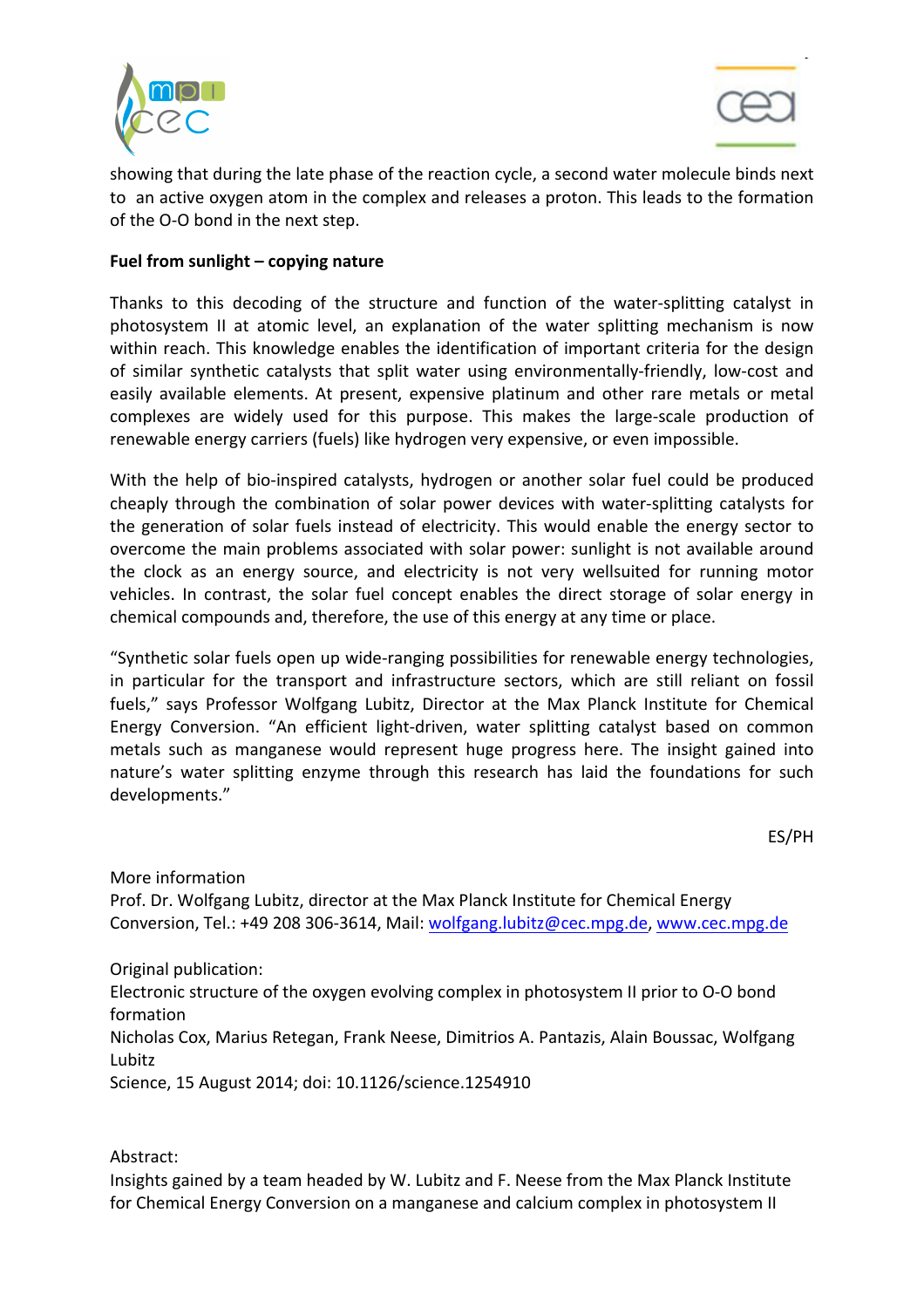showing that during the late phase of the reaction cycle, a second water molecule binds next to an active oxygen atom in the complex and releases a proton. This leads to the formation of the O-O bond in the next step.

**Fuel from sunlight – copying nature**

Thanks to this decoding of the structure and function of the water-splitting catalyst in photosystem II at atomic level, an explanation of the water splitting mechanism is now within reach. This knowledge enables the identification of important criteria for the design of similar synthetic catalysts that split water using environmentally-friendly, low-cost and easily available elements. At present, expensive platinum and other rare metals or metal complexes are widely used for this purpose. This makes the large-scale production of renewable energy carriers (fuels) like hydrogen very expensive, or even impossible.

With the help of bio-inspired catalysts, hydrogen or another solar fuel could be produced cheaply through the combination of solar power devices with water-splitting catalysts for the generation of solar fuels instead of electricity. This would enable the energy sector to overcome the main problems associated with solar power: sunlight is not available around the clock as an energy source, and electricity is not very wellsuited for running motor vehicles. In contrast, the solar fuel concept enables the direct storage of solar energy in chemical compounds and, therefore, the use of this energy at any time or place.

"Synthetic solar fuels open up wide-ranging possibilities for renewable energy technologies, in particular for the transport and infrastructure sectors, which are still reliant on fossil fuels," says Professor Wolfgang Lubitz, Director at the Max Planck Institute for Chemical Energy Conversion. "An efficient light-driven, water splitting catalyst based on common metals such as manganese would represent huge progress here. The insight gained into nature's water splitting enzyme through this research has laid the foundations for such developments."

ES/PH

More information
Prof. Dr. Wolfgang Lubitz, director at the Max Planck Institute for Chemical Energy Conversion, Tel.: +49 208 306-3614, Mail: wolfgang.lubitz@cec.mpg.de, www.cec.mpg.de

Original publication:
Electronic structure of the oxygen evolving complex in photosystem II prior to O-O bond formation
Nicholas Cox, Marius Retegan, Frank Neese, Dimitrios A. Pantazis, Alain Boussac, Wolfgang Lubitz
Science, 15 August 2014; doi: 10.1126/science.1254910

Abstract:
Insights gained by a team headed by W. Lubitz and F. Neese from the Max Planck Institute for Chemical Energy Conversion on a manganese and calcium complex in photosystem II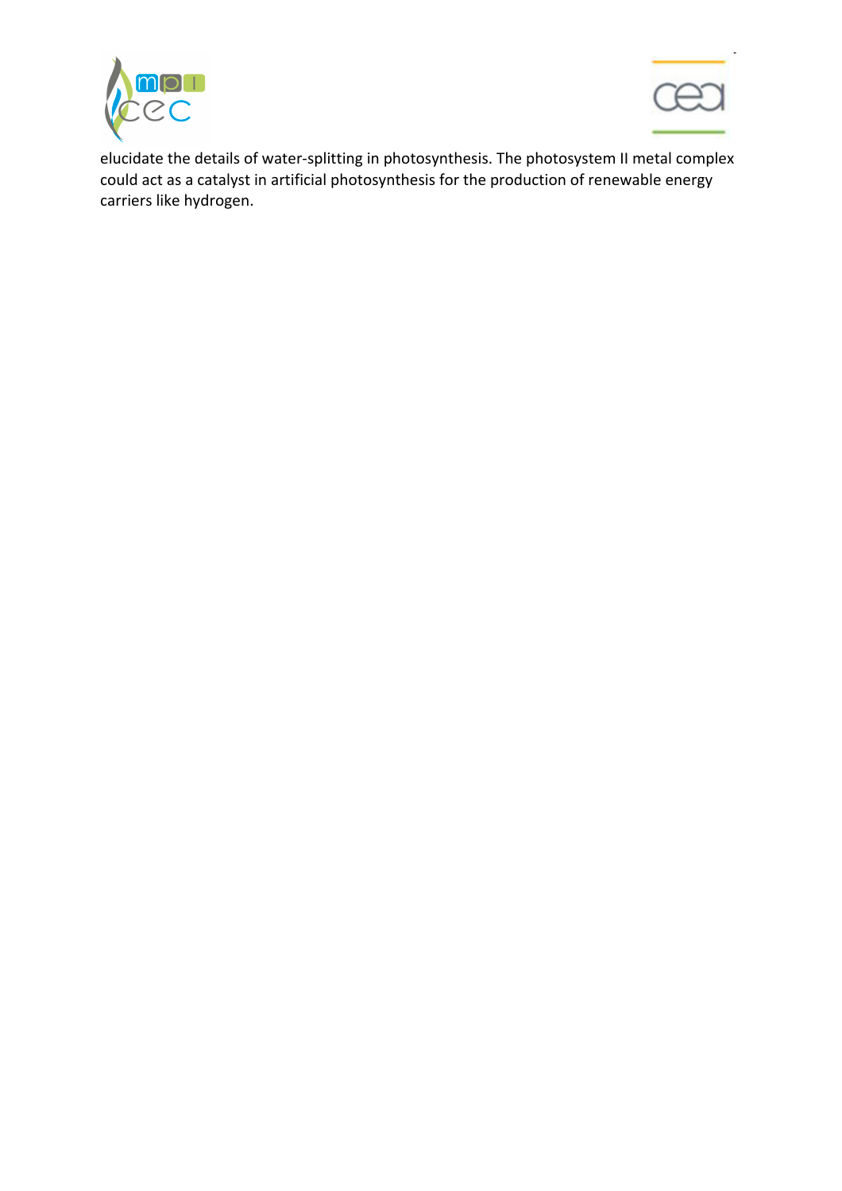elucidate the details of water-splitting in photosynthesis. The photosystem II metal complex could act as a catalyst in artificial photosynthesis for the production of renewable energy carriers like hydrogen.